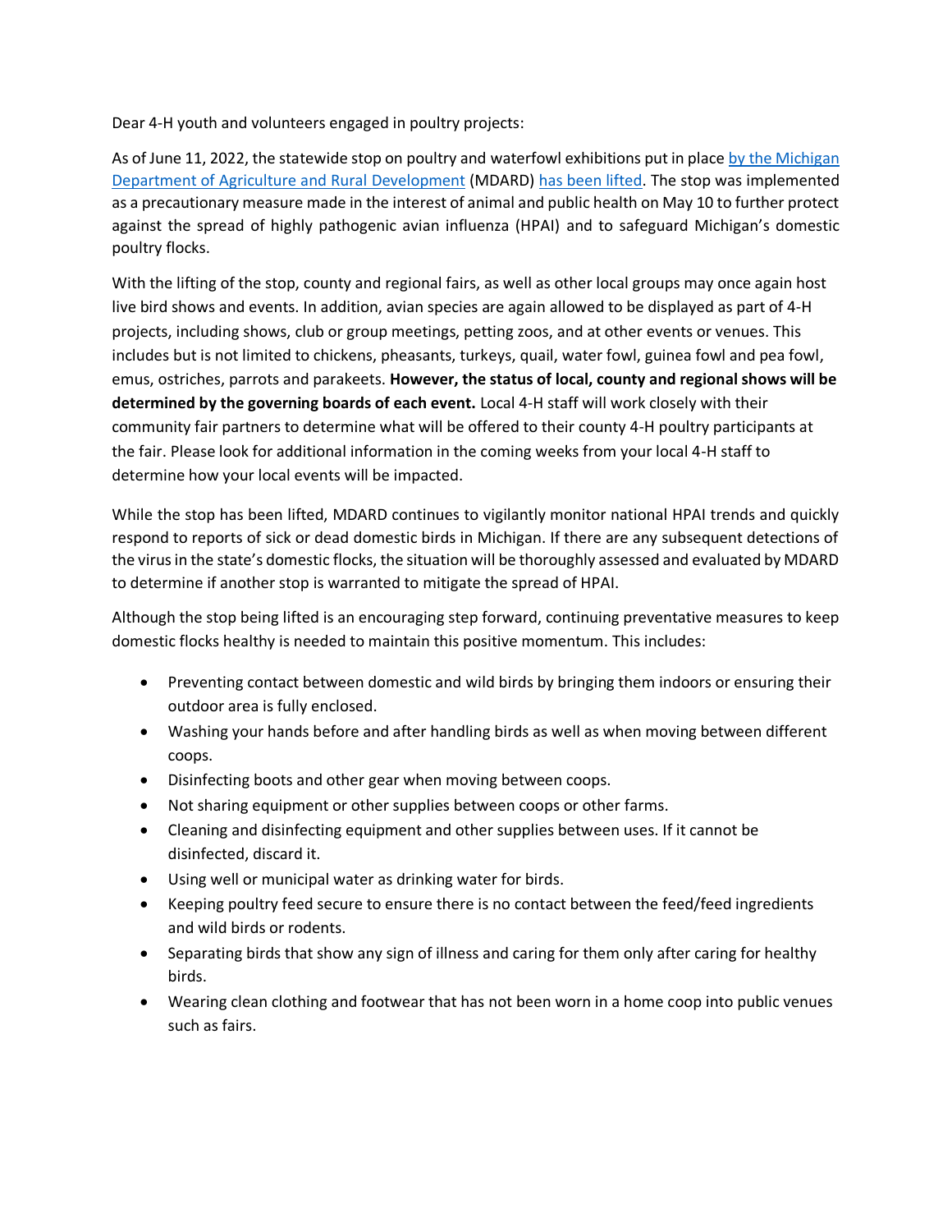Dear 4-H youth and volunteers engaged in poultry projects:

As of June 11, 2022, the statewide stop on poultry and waterfowl exhibitions put in place by the Michigan Department of Agriculture and Rural Development (MDARD) has been lifted. The stop was implemented as a precautionary measure made in the interest of animal and public health on May 10 to further protect against the spread of highly pathogenic avian influenza (HPAI) and to safeguard Michigan's domestic poultry flocks.

With the lifting of the stop, county and regional fairs, as well as other local groups may once again host live bird shows and events. In addition, avian species are again allowed to be displayed as part of 4-H projects, including shows, club or group meetings, petting zoos, and at other events or venues. This includes but is not limited to chickens, pheasants, turkeys, quail, water fowl, guinea fowl and pea fowl, emus, ostriches, parrots and parakeets. **However, the status of local, county and regional shows will be determined by the governing boards of each event.** Local 4-H staff will work closely with their community fair partners to determine what will be offered to their county 4-H poultry participants at the fair. Please look for additional information in the coming weeks from your local 4-H staff to determine how your local events will be impacted.

While the stop has been lifted, MDARD continues to vigilantly monitor national HPAI trends and quickly respond to reports of sick or dead domestic birds in Michigan. If there are any subsequent detections of the virus in the state's domestic flocks, the situation will be thoroughly assessed and evaluated by MDARD to determine if another stop is warranted to mitigate the spread of HPAI.

Although the stop being lifted is an encouraging step forward, continuing preventative measures to keep domestic flocks healthy is needed to maintain this positive momentum. This includes:

- Preventing contact between domestic and wild birds by bringing them indoors or ensuring their outdoor area is fully enclosed.
- Washing your hands before and after handling birds as well as when moving between different coops.
- Disinfecting boots and other gear when moving between coops.
- Not sharing equipment or other supplies between coops or other farms.
- Cleaning and disinfecting equipment and other supplies between uses. If it cannot be disinfected, discard it.
- Using well or municipal water as drinking water for birds.
- Keeping poultry feed secure to ensure there is no contact between the feed/feed ingredients and wild birds or rodents.
- Separating birds that show any sign of illness and caring for them only after caring for healthy birds.
- Wearing clean clothing and footwear that has not been worn in a home coop into public venues such as fairs.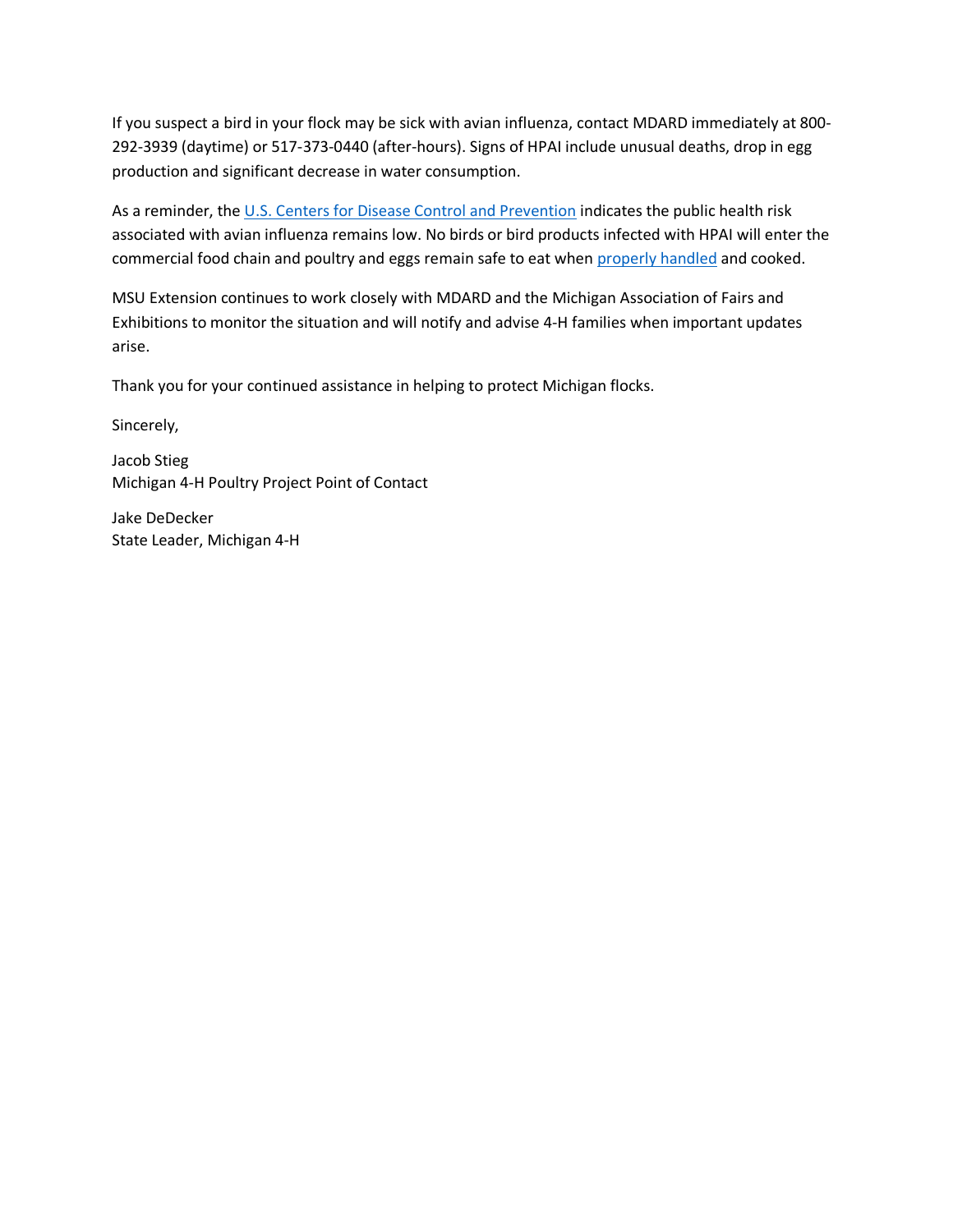If you suspect a bird in your flock may be sick with avian influenza, contact MDARD immediately at 800-292-3939 (daytime) or 517-373-0440 (after-hours). Signs of HPAI include unusual deaths, drop in egg production and significant decrease in water consumption.

As a reminder, the U.S. Centers for Disease Control and Prevention indicates the public health risk associated with avian influenza remains low. No birds or bird products infected with HPAI will enter the commercial food chain and poultry and eggs remain safe to eat when properly handled and cooked.

MSU Extension continues to work closely with MDARD and the Michigan Association of Fairs and Exhibitions to monitor the situation and will notify and advise 4-H families when important updates arise.

Thank you for your continued assistance in helping to protect Michigan flocks.

Sincerely,

Jacob Stieg  
Michigan 4-H Poultry Project Point of Contact

Jake DeDecker  
State Leader, Michigan 4-H